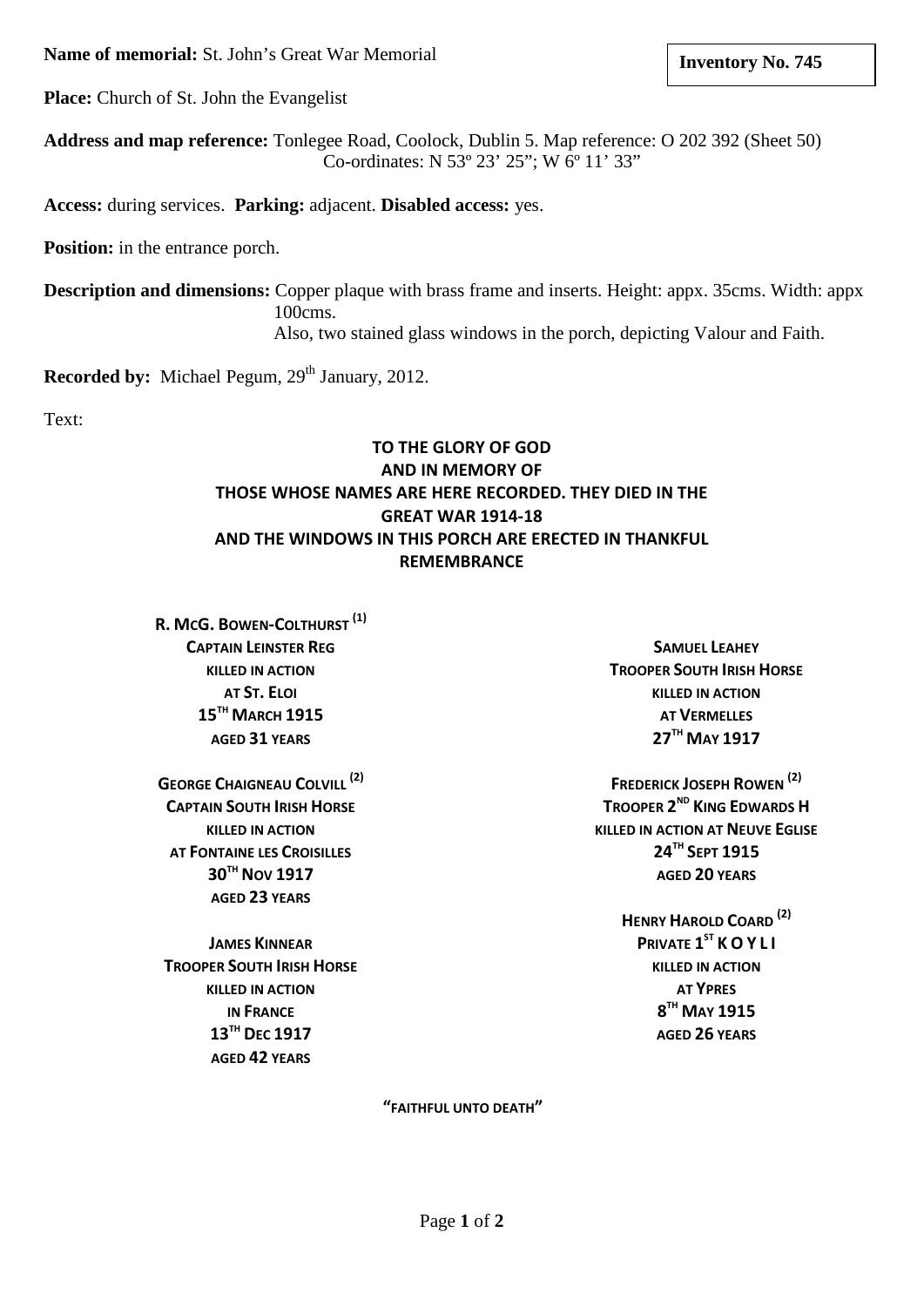**Name of memorial:** St. John's Great War Memorial

**Inventory No. 745**

**Place:** Church of St. John the Evangelist

**Address and map reference:** Tonlegee Road, Coolock, Dublin 5. Map reference: O 202 392 (Sheet 50) Co-ordinates: N 53º 23' 25"; W 6º 11' 33"

**Access:** during services. **Parking:** adjacent. **Disabled access:** yes.

**Position:** in the entrance porch.

**Description and dimensions:** Copper plaque with brass frame and inserts. Height: appx. 35cms. Width: appx 100cms.
Also, two stained glass windows in the porch, depicting Valour and Faith.

**Recorded by:** Michael Pegum, 29th January, 2012.

Text:

**TO THE GLORY OF GOD
AND IN MEMORY OF
THOSE WHOSE NAMES ARE HERE RECORDED. THEY DIED IN THE
GREAT WAR 1914-18
AND THE WINDOWS IN THIS PORCH ARE ERECTED IN THANKFUL
REMEMBRANCE**

**R. MCG. BOWEN-COLTHURST (1)
CAPTAIN LEINSTER REG
KILLED IN ACTION
AT ST. ELOI
15TH MARCH 1915
AGED 31 YEARS**

**GEORGE CHAIGNEAU COLVILL (2)
CAPTAIN SOUTH IRISH HORSE
KILLED IN ACTION
AT FONTAINE LES CROISILLES
30TH NOV 1917
AGED 23 YEARS**

**JAMES KINNEAR
TROOPER SOUTH IRISH HORSE
KILLED IN ACTION
IN FRANCE
13TH DEC 1917
AGED 42 YEARS**

**SAMUEL LEAHEY
TROOPER SOUTH IRISH HORSE
KILLED IN ACTION
AT VERMELLES
27TH MAY 1917**

**FREDERICK JOSEPH ROWEN (2)
TROOPER 2ND KING EDWARDS H
KILLED IN ACTION AT NEUVE EGLISE
24TH SEPT 1915
AGED 20 YEARS**

**HENRY HAROLD COARD (2)
PRIVATE 1ST K O Y L I
KILLED IN ACTION
AT YPRES
8TH MAY 1915
AGED 26 YEARS**

**"FAITHFUL UNTO DEATH"**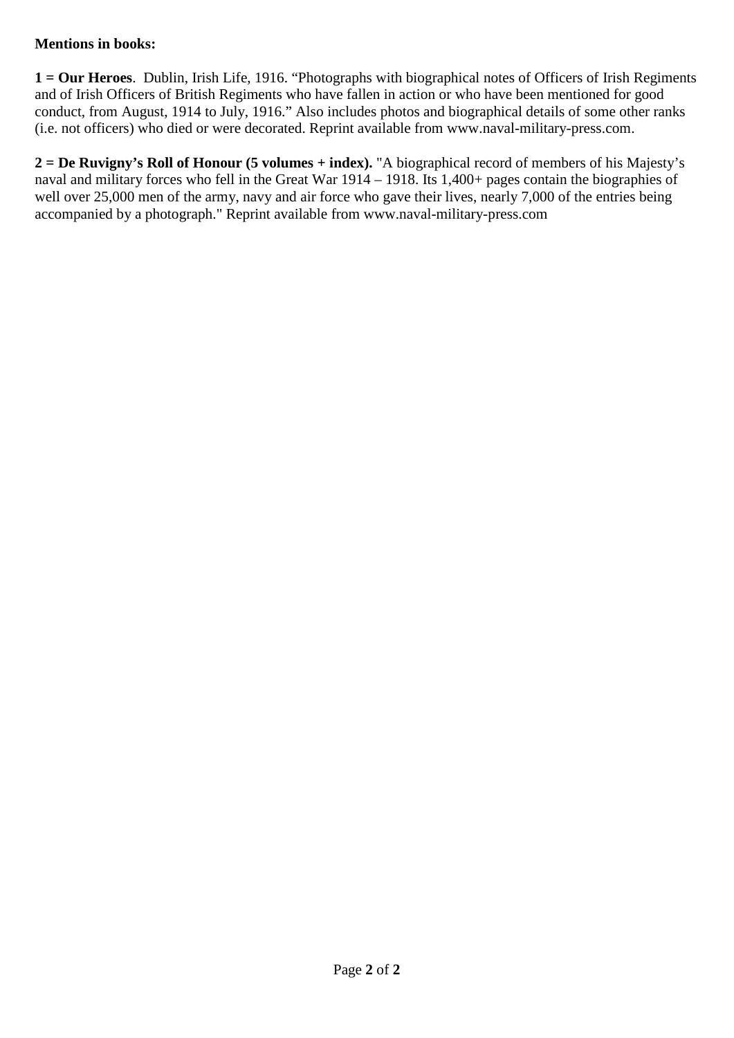**Mentions in books:**

**1 = Our Heroes**. Dublin, Irish Life, 1916. “Photographs with biographical notes of Officers of Irish Regiments and of Irish Officers of British Regiments who have fallen in action or who have been mentioned for good conduct, from August, 1914 to July, 1916.” Also includes photos and biographical details of some other ranks (i.e. not officers) who died or were decorated. Reprint available from www.naval-military-press.com.

**2 = De Ruvigny’s Roll of Honour (5 volumes + index).** "A biographical record of members of his Majesty’s naval and military forces who fell in the Great War 1914 – 1918. Its 1,400+ pages contain the biographies of well over 25,000 men of the army, navy and air force who gave their lives, nearly 7,000 of the entries being accompanied by a photograph." Reprint available from www.naval-military-press.com